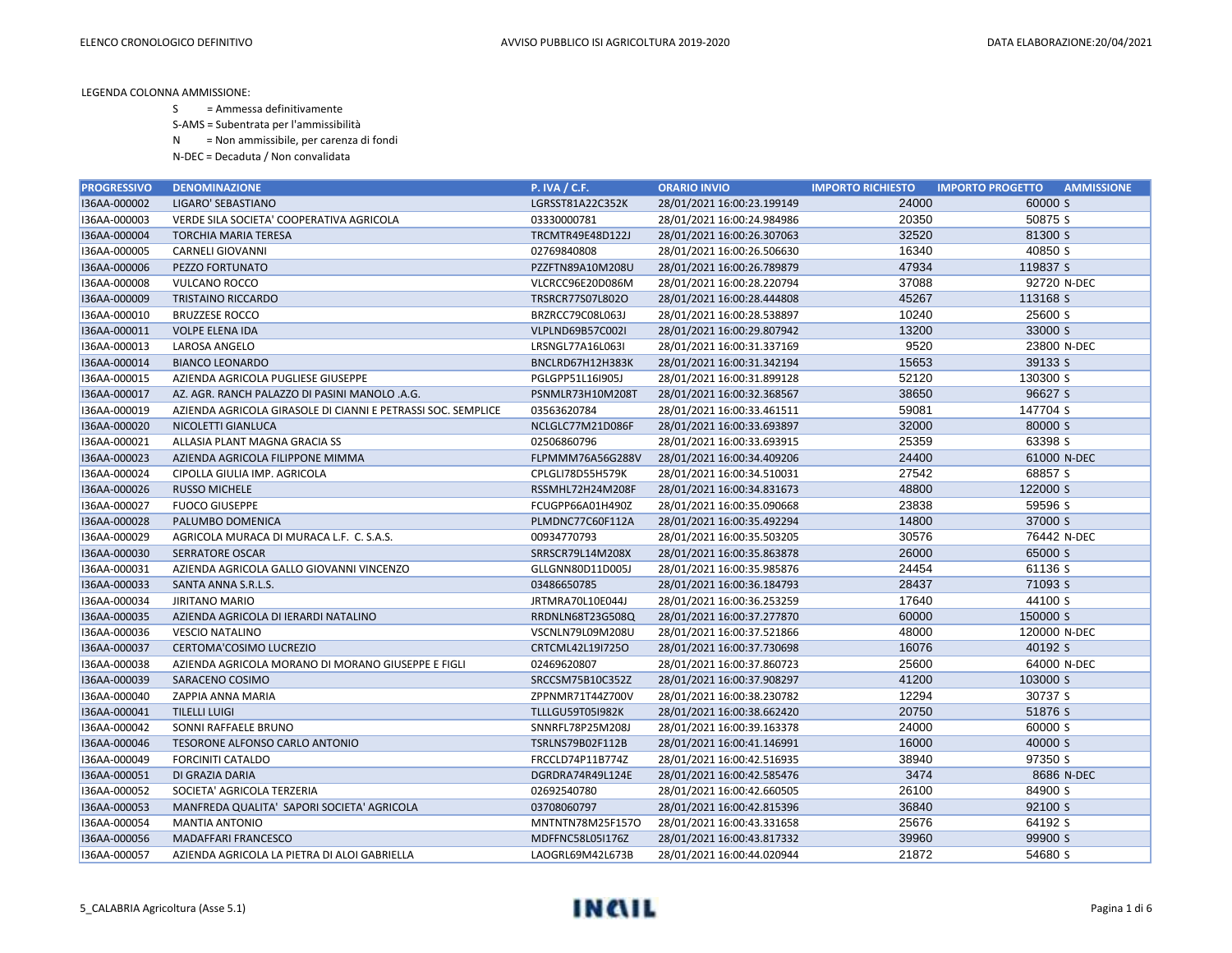LEGENDA COLONNA AMMISSIONE:

- S = Ammessa definitivamente
- S-AMS = Subentrata per l'ammissibilità
- N = Non ammissibile, per carenza di fondi
- N-DEC = Decaduta / Non convalidata

| PROGRESSIVO | DENOMINAZIONE | P. IVA / C.F. | ORARIO INVIO | IMPORTO RICHIESTO | IMPORTO PROGETTO | AMMISSIONE |
|---|---|---|---|---|---|---|
| I36AA-000002 | LIGARO' SEBASTIANO | LGRSST81A22C352K | 28/01/2021 16:00:23.199149 | 24000 | 60000 | S |
| I36AA-000003 | VERDE SILA SOCIETA' COOPERATIVA AGRICOLA | 03330000781 | 28/01/2021 16:00:24.984986 | 20350 | 50875 | S |
| I36AA-000004 | TORCHIA MARIA TERESA | TRCMTR49E48D122J | 28/01/2021 16:00:26.307063 | 32520 | 81300 | S |
| I36AA-000005 | CARNELI GIOVANNI | 02769840808 | 28/01/2021 16:00:26.506630 | 16340 | 40850 | S |
| I36AA-000006 | PEZZO FORTUNATO | PZZFTN89A10M208U | 28/01/2021 16:00:26.789879 | 47934 | 119837 | S |
| I36AA-000008 | VULCANO ROCCO | VLCRCC96E20D086M | 28/01/2021 16:00:28.220794 | 37088 | 92720 | N-DEC |
| I36AA-000009 | TRISTAINO RICCARDO | TRSRCR77S07L802O | 28/01/2021 16:00:28.444808 | 45267 | 113168 | S |
| I36AA-000010 | BRUZZESE ROCCO | BRZRCC79C08L063J | 28/01/2021 16:00:28.538897 | 10240 | 25600 | S |
| I36AA-000011 | VOLPE ELENA IDA | VLPLND69B57C002I | 28/01/2021 16:00:29.807942 | 13200 | 33000 | S |
| I36AA-000013 | LAROSA ANGELO | LRSNGL77A16L063I | 28/01/2021 16:00:31.337169 | 9520 | 23800 | N-DEC |
| I36AA-000014 | BIANCO LEONARDO | BNCLRD67H12H383K | 28/01/2021 16:00:31.342194 | 15653 | 39133 | S |
| I36AA-000015 | AZIENDA AGRICOLA PUGLIESE GIUSEPPE | PGLGPP51L16I905J | 28/01/2021 16:00:31.899128 | 52120 | 130300 | S |
| I36AA-000017 | AZ. AGR. RANCH PALAZZO DI PASINI MANOLO .A.G. | PSNMLR73H10M208T | 28/01/2021 16:00:32.368567 | 38650 | 96627 | S |
| I36AA-000019 | AZIENDA AGRICOLA GIRASOLE DI CIANNI E PETRASSI SOC. SEMPLICE | 03563620784 | 28/01/2021 16:00:33.461511 | 59081 | 147704 | S |
| I36AA-000020 | NICOLETTI GIANLUCA | NCLGLC77M21D086F | 28/01/2021 16:00:33.693897 | 32000 | 80000 | S |
| I36AA-000021 | ALLASIA PLANT MAGNA GRACIA SS | 02506860796 | 28/01/2021 16:00:33.693915 | 25359 | 63398 | S |
| I36AA-000023 | AZIENDA AGRICOLA FILIPPONE MIMMA | FLPMMM76A56G288V | 28/01/2021 16:00:34.409206 | 24400 | 61000 | N-DEC |
| I36AA-000024 | CIPOLLA GIULIA IMP. AGRICOLA | CPLGLI78D55H579K | 28/01/2021 16:00:34.510031 | 27542 | 68857 | S |
| I36AA-000026 | RUSSO MICHELE | RSSMHL72H24M208F | 28/01/2021 16:00:34.831673 | 48800 | 122000 | S |
| I36AA-000027 | FUOCO GIUSEPPE | FCUGPP66A01H490Z | 28/01/2021 16:00:35.090668 | 23838 | 59596 | S |
| I36AA-000028 | PALUMBO DOMENICA | PLMDNC77C60F112A | 28/01/2021 16:00:35.492294 | 14800 | 37000 | S |
| I36AA-000029 | AGRICOLA MURACA DI MURACA L.F. C. S.A.S. | 00934770793 | 28/01/2021 16:00:35.503205 | 30576 | 76442 | N-DEC |
| I36AA-000030 | SERRATORE OSCAR | SRRSCR79L14M208X | 28/01/2021 16:00:35.863878 | 26000 | 65000 | S |
| I36AA-000031 | AZIENDA AGRICOLA GALLO GIOVANNI VINCENZO | GLLGNN80D11D005J | 28/01/2021 16:00:35.985876 | 24454 | 61136 | S |
| I36AA-000033 | SANTA ANNA S.R.L.S. | 03486650785 | 28/01/2021 16:00:36.184793 | 28437 | 71093 | S |
| I36AA-000034 | JIRITANO MARIO | JRTMRA70L10E044J | 28/01/2021 16:00:36.253259 | 17640 | 44100 | S |
| I36AA-000035 | AZIENDA AGRICOLA DI IERARDI NATALINO | RRDNLN68T23G508Q | 28/01/2021 16:00:37.277870 | 60000 | 150000 | S |
| I36AA-000036 | VESCIO NATALINO | VSCNLN79L09M208U | 28/01/2021 16:00:37.521866 | 48000 | 120000 | N-DEC |
| I36AA-000037 | CERTOMA'COSIMO LUCREZIO | CRTCML42L19I725O | 28/01/2021 16:00:37.730698 | 16076 | 40192 | S |
| I36AA-000038 | AZIENDA AGRICOLA MORANO DI MORANO GIUSEPPE E FIGLI | 02469620807 | 28/01/2021 16:00:37.860723 | 25600 | 64000 | N-DEC |
| I36AA-000039 | SARACENO COSIMO | SRCCSM75B10C352Z | 28/01/2021 16:00:37.908297 | 41200 | 103000 | S |
| I36AA-000040 | ZAPPIA ANNA MARIA | ZPPNMR71T44Z700V | 28/01/2021 16:00:38.230782 | 12294 | 30737 | S |
| I36AA-000041 | TILELLI LUIGI | TLLLGU59T05I982K | 28/01/2021 16:00:38.662420 | 20750 | 51876 | S |
| I36AA-000042 | SONNI RAFFAELE BRUNO | SNNRFL78P25M208J | 28/01/2021 16:00:39.163378 | 24000 | 60000 | S |
| I36AA-000046 | TESORONE ALFONSO CARLO ANTONIO | TSRLNS79B02F112B | 28/01/2021 16:00:41.146991 | 16000 | 40000 | S |
| I36AA-000049 | FORCINITI CATALDO | FRCCLD74P11B774Z | 28/01/2021 16:00:42.516935 | 38940 | 97350 | S |
| I36AA-000051 | DI GRAZIA DARIA | DGRDRA74R49L124E | 28/01/2021 16:00:42.585476 | 3474 | 8686 | N-DEC |
| I36AA-000052 | SOCIETA' AGRICOLA TERZERIA | 02692540780 | 28/01/2021 16:00:42.660505 | 26100 | 84900 | S |
| I36AA-000053 | MANFREDA QUALITA' SAPORI SOCIETA' AGRICOLA | 03708060797 | 28/01/2021 16:00:42.815396 | 36840 | 92100 | S |
| I36AA-000054 | MANTIA ANTONIO | MNTNTN78M25F157O | 28/01/2021 16:00:43.331658 | 25676 | 64192 | S |
| I36AA-000056 | MADAFFARI FRANCESCO | MDFFNC58L05I176Z | 28/01/2021 16:00:43.817332 | 39960 | 99900 | S |
| I36AA-000057 | AZIENDA AGRICOLA LA PIETRA DI ALOI GABRIELLA | LAOGRL69M42L673B | 28/01/2021 16:00:44.020944 | 21872 | 54680 | S |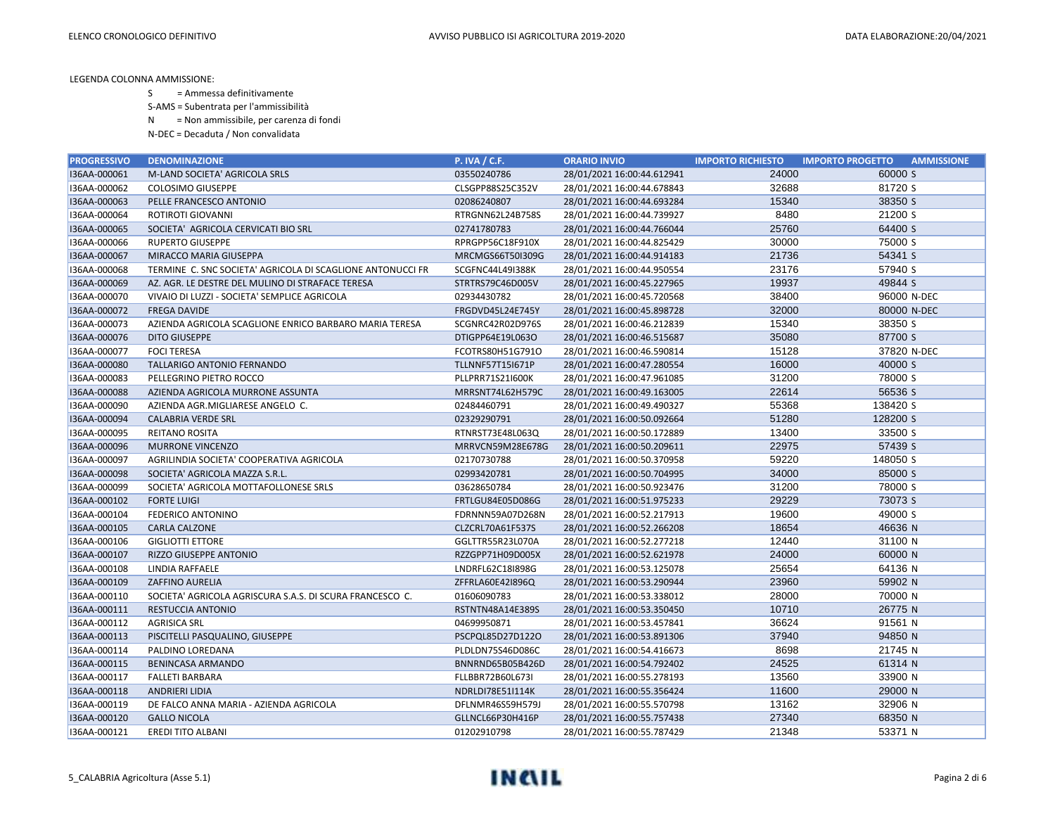LEGENDA COLONNA AMMISSIONE:

S = Ammessa definitivamente

S-AMS = Subentrata per l'ammissibilità

N = Non ammissibile, per carenza di fondi

N-DEC = Decaduta / Non convalidata

| PROGRESSIVO | DENOMINAZIONE | P. IVA / C.F. | ORARIO INVIO | IMPORTO RICHIESTO | IMPORTO PROGETTO | AMMISSIONE |
|---|---|---|---|---|---|---|
| I36AA-000061 | M-LAND SOCIETA' AGRICOLA SRLS | 03550240786 | 28/01/2021 16:00:44.612941 | 24000 | 60000 | S |
| I36AA-000062 | COLOSIMO GIUSEPPE | CLSGPP88S25C352V | 28/01/2021 16:00:44.678843 | 32688 | 81720 | S |
| I36AA-000063 | PELLE FRANCESCO ANTONIO | 02086240807 | 28/01/2021 16:00:44.693284 | 15340 | 38350 | S |
| I36AA-000064 | ROTIROTI GIOVANNI | RTRGNN62L24B758S | 28/01/2021 16:00:44.739927 | 8480 | 21200 | S |
| I36AA-000065 | SOCIETA' AGRICOLA CERVICATI BIO SRL | 02741780783 | 28/01/2021 16:00:44.766044 | 25760 | 64400 | S |
| I36AA-000066 | RUPERTO GIUSEPPE | RPRGPP56C18F910X | 28/01/2021 16:00:44.825429 | 30000 | 75000 | S |
| I36AA-000067 | MIRACCO MARIA GIUSEPPA | MRCMGS66T50I309G | 28/01/2021 16:00:44.914183 | 21736 | 54341 | S |
| I36AA-000068 | TERMINE C. SNC SOCIETA' AGRICOLA DI SCAGLIONE ANTONUCCI FR | SCGFNC44L49I388K | 28/01/2021 16:00:44.950554 | 23176 | 57940 | S |
| I36AA-000069 | AZ. AGR. LE DESTRE DEL MULINO DI STRAFACE TERESA | STRTRS79C46D005V | 28/01/2021 16:00:45.227965 | 19937 | 49844 | S |
| I36AA-000070 | VIVAIO DI LUZZI - SOCIETA' SEMPLICE AGRICOLA | 02934430782 | 28/01/2021 16:00:45.720568 | 38400 | 96000 | N-DEC |
| I36AA-000072 | FREGA DAVIDE | FRGDVD45L24E745Y | 28/01/2021 16:00:45.898728 | 32000 | 80000 | N-DEC |
| I36AA-000073 | AZIENDA AGRICOLA SCAGLIONE ENRICO BARBARO MARIA TERESA | SCGNRC42R02D976S | 28/01/2021 16:00:46.212839 | 15340 | 38350 | S |
| I36AA-000076 | DITO GIUSEPPE | DTIGPP64E19L063O | 28/01/2021 16:00:46.515687 | 35080 | 87700 | S |
| I36AA-000077 | FOCI TERESA | FCOTRS80H51G791O | 28/01/2021 16:00:46.590814 | 15128 | 37820 | N-DEC |
| I36AA-000080 | TALLARIGO ANTONIO FERNANDO | TLLNNF57T15I671P | 28/01/2021 16:00:47.280554 | 16000 | 40000 | S |
| I36AA-000083 | PELLEGRINO PIETRO ROCCO | PLLPRR71S21I600K | 28/01/2021 16:00:47.961085 | 31200 | 78000 | S |
| I36AA-000088 | AZIENDA AGRICOLA MURRONE ASSUNTA | MRRSNT74L62H579C | 28/01/2021 16:00:49.163005 | 22614 | 56536 | S |
| I36AA-000090 | AZIENDA AGR.MIGLIARESE ANGELO C. | 02484460791 | 28/01/2021 16:00:49.490327 | 55368 | 138420 | S |
| I36AA-000094 | CALABRIA VERDE SRL | 02329290791 | 28/01/2021 16:00:50.092664 | 51280 | 128200 | S |
| I36AA-000095 | REITANO ROSITA | RTNRST73E48L063Q | 28/01/2021 16:00:50.172889 | 13400 | 33500 | S |
| I36AA-000096 | MURRONE VINCENZO | MRRVCN59M28E678G | 28/01/2021 16:00:50.209611 | 22975 | 57439 | S |
| I36AA-000097 | AGRILINDIA SOCIETA' COOPERATIVA AGRICOLA | 02170730788 | 28/01/2021 16:00:50.370958 | 59220 | 148050 | S |
| I36AA-000098 | SOCIETA' AGRICOLA MAZZA S.R.L. | 02993420781 | 28/01/2021 16:00:50.704995 | 34000 | 85000 | S |
| I36AA-000099 | SOCIETA' AGRICOLA MOTTAFOLLONESE SRLS | 03628650784 | 28/01/2021 16:00:50.923476 | 31200 | 78000 | S |
| I36AA-000102 | FORTE LUIGI | FRTLGU84E05D086G | 28/01/2021 16:00:51.975233 | 29229 | 73073 | S |
| I36AA-000104 | FEDERICO ANTONINO | FDRNNN59A07D268N | 28/01/2021 16:00:52.217913 | 19600 | 49000 | S |
| I36AA-000105 | CARLA CALZONE | CLZCRL70A61F537S | 28/01/2021 16:00:52.266208 | 18654 | 46636 | N |
| I36AA-000106 | GIGLIOTTI ETTORE | GGLTTR55R23L070A | 28/01/2021 16:00:52.277218 | 12440 | 31100 | N |
| I36AA-000107 | RIZZO GIUSEPPE ANTONIO | RZZGPP71H09D005X | 28/01/2021 16:00:52.621978 | 24000 | 60000 | N |
| I36AA-000108 | LINDIA RAFFAELE | LNDRFL62C18I898G | 28/01/2021 16:00:53.125078 | 25654 | 64136 | N |
| I36AA-000109 | ZAFFINO AURELIA | ZFFRLA60E42I896Q | 28/01/2021 16:00:53.290944 | 23960 | 59902 | N |
| I36AA-000110 | SOCIETA' AGRICOLA AGRISCURA S.A.S. DI SCURA FRANCESCO C. | 01606090783 | 28/01/2021 16:00:53.338012 | 28000 | 70000 | N |
| I36AA-000111 | RESTUCCIA ANTONIO | RSTNTN48A14E389S | 28/01/2021 16:00:53.350450 | 10710 | 26775 | N |
| I36AA-000112 | AGRISICA SRL | 04699950871 | 28/01/2021 16:00:53.457841 | 36624 | 91561 | N |
| I36AA-000113 | PISCITELLI PASQUALINO, GIUSEPPE | PSCPQL85D27D122O | 28/01/2021 16:00:53.891306 | 37940 | 94850 | N |
| I36AA-000114 | PALDINO LOREDANA | PLDLDN75S46D086C | 28/01/2021 16:00:54.416673 | 8698 | 21745 | N |
| I36AA-000115 | BENINCASA ARMANDO | BNNRND65B05B426D | 28/01/2021 16:00:54.792402 | 24525 | 61314 | N |
| I36AA-000117 | FALLETI BARBARA | FLLBBR72B60L673I | 28/01/2021 16:00:55.278193 | 13560 | 33900 | N |
| I36AA-000118 | ANDRIERI LIDIA | NDRLDI78E51I114K | 28/01/2021 16:00:55.356424 | 11600 | 29000 | N |
| I36AA-000119 | DE FALCO ANNA MARIA - AZIENDA AGRICOLA | DFLNMR46S59H579J | 28/01/2021 16:00:55.570798 | 13162 | 32906 | N |
| I36AA-000120 | GALLO NICOLA | GLLNCL66P30H416P | 28/01/2021 16:00:55.757438 | 27340 | 68350 | N |
| I36AA-000121 | EREDI TITO ALBANI | 01202910798 | 28/01/2021 16:00:55.787429 | 21348 | 53371 | N |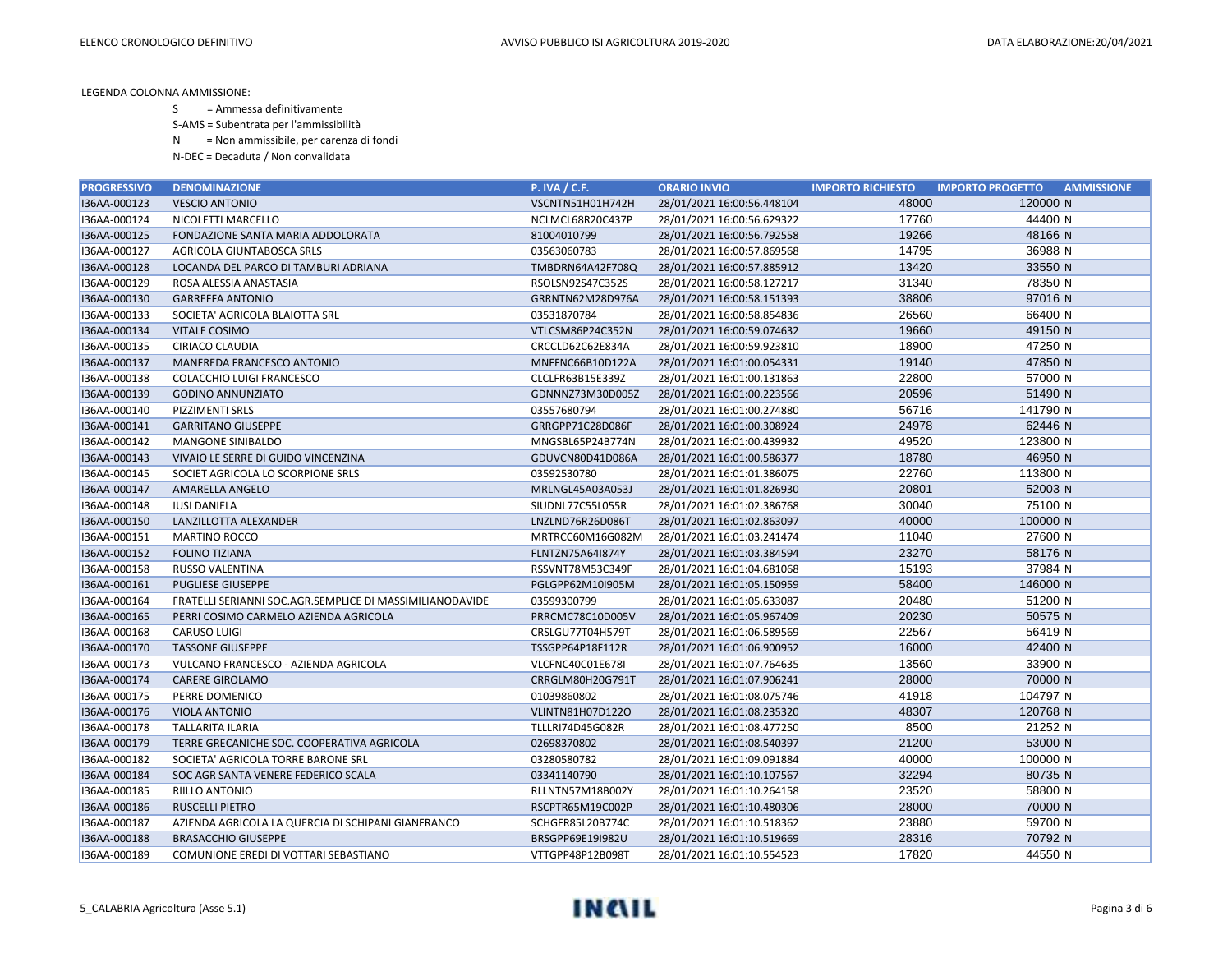LEGENDA COLONNA AMMISSIONE:

S = Ammessa definitivamente

S-AMS = Subentrata per l'ammissibilità

N = Non ammissibile, per carenza di fondi

N-DEC = Decaduta / Non convalidata

| PROGRESSIVO | DENOMINAZIONE | P. IVA / C.F. | ORARIO INVIO | IMPORTO RICHIESTO | IMPORTO PROGETTO | AMMISSIONE |
|---|---|---|---|---|---|---|
| I36AA-000123 | VESCIO ANTONIO | VSCNTN51H01H742H | 28/01/2021 16:00:56.448104 | 48000 | 120000 | N |
| I36AA-000124 | NICOLETTI MARCELLO | NCLMCL68R20C437P | 28/01/2021 16:00:56.629322 | 17760 | 44400 | N |
| I36AA-000125 | FONDAZIONE SANTA MARIA ADDOLORATA | 81004010799 | 28/01/2021 16:00:56.792558 | 19266 | 48166 | N |
| I36AA-000127 | AGRICOLA GIUNTABOSCA SRLS | 03563060783 | 28/01/2021 16:00:57.869568 | 14795 | 36988 | N |
| I36AA-000128 | LOCANDA DEL PARCO DI TAMBURI ADRIANA | TMBDRN64A42F708Q | 28/01/2021 16:00:57.885912 | 13420 | 33550 | N |
| I36AA-000129 | ROSA ALESSIA ANASTASIA | RSOLSN92S47C352S | 28/01/2021 16:00:58.127217 | 31340 | 78350 | N |
| I36AA-000130 | GARREFFA ANTONIO | GRRNTN62M28D976A | 28/01/2021 16:00:58.151393 | 38806 | 97016 | N |
| I36AA-000133 | SOCIETA' AGRICOLA BLAIOTTA SRL | 03531870784 | 28/01/2021 16:00:58.854836 | 26560 | 66400 | N |
| I36AA-000134 | VITALE COSIMO | VTLCSM86P24C352N | 28/01/2021 16:00:59.074632 | 19660 | 49150 | N |
| I36AA-000135 | CIRIACO CLAUDIA | CRCCLD62C62E834A | 28/01/2021 16:00:59.923810 | 18900 | 47250 | N |
| I36AA-000137 | MANFREDA FRANCESCO ANTONIO | MNFFNC66B10D122A | 28/01/2021 16:01:00.054331 | 19140 | 47850 | N |
| I36AA-000138 | COLACCHIO LUIGI FRANCESCO | CLCLFR63B15E339Z | 28/01/2021 16:01:00.131863 | 22800 | 57000 | N |
| I36AA-000139 | GODINO ANNUNZIATO | GDNNNZ73M30D005Z | 28/01/2021 16:01:00.223566 | 20596 | 51490 | N |
| I36AA-000140 | PIZZIMENTI SRLS | 03557680794 | 28/01/2021 16:01:00.274880 | 56716 | 141790 | N |
| I36AA-000141 | GARRITANO GIUSEPPE | GRRGPP71C28D086F | 28/01/2021 16:01:00.308924 | 24978 | 62446 | N |
| I36AA-000142 | MANGONE SINIBALDO | MNGSBL65P24B774N | 28/01/2021 16:01:00.439932 | 49520 | 123800 | N |
| I36AA-000143 | VIVAIO LE SERRE DI GUIDO VINCENZINA | GDUVCN80D41D086A | 28/01/2021 16:01:00.586377 | 18780 | 46950 | N |
| I36AA-000145 | SOCIET AGRICOLA LO SCORPIONE SRLS | 03592530780 | 28/01/2021 16:01:01.386075 | 22760 | 113800 | N |
| I36AA-000147 | AMARELLA ANGELO | MRLNGL45A03A053J | 28/01/2021 16:01:01.826930 | 20801 | 52003 | N |
| I36AA-000148 | IUSI DANIELA | SIUDNL77C55L055R | 28/01/2021 16:01:02.386768 | 30040 | 75100 | N |
| I36AA-000150 | LANZILLOTTA ALEXANDER | LNZLND76R26D086T | 28/01/2021 16:01:02.863097 | 40000 | 100000 | N |
| I36AA-000151 | MARTINO ROCCO | MRTRCC60M16G082M | 28/01/2021 16:01:03.241474 | 11040 | 27600 | N |
| I36AA-000152 | FOLINO TIZIANA | FLNTZN75A64I874Y | 28/01/2021 16:01:03.384594 | 23270 | 58176 | N |
| I36AA-000158 | RUSSO VALENTINA | RSSVNT78M53C349F | 28/01/2021 16:01:04.681068 | 15193 | 37984 | N |
| I36AA-000161 | PUGLIESE GIUSEPPE | PGLGPP62M10I905M | 28/01/2021 16:01:05.150959 | 58400 | 146000 | N |
| I36AA-000164 | FRATELLI SERIANNI SOC.AGR.SEMPLICE DI MASSIMILIANODAVIDE | 03599300799 | 28/01/2021 16:01:05.633087 | 20480 | 51200 | N |
| I36AA-000165 | PERRI COSIMO CARMELO AZIENDA AGRICOLA | PRRCMC78C10D005V | 28/01/2021 16:01:05.967409 | 20230 | 50575 | N |
| I36AA-000168 | CARUSO LUIGI | CRSLGU77T04H579T | 28/01/2021 16:01:06.589569 | 22567 | 56419 | N |
| I36AA-000170 | TASSONE GIUSEPPE | TSSGPP64P18F112R | 28/01/2021 16:01:06.900952 | 16000 | 42400 | N |
| I36AA-000173 | VULCANO FRANCESCO - AZIENDA AGRICOLA | VLCFNC40C01E678I | 28/01/2021 16:01:07.764635 | 13560 | 33900 | N |
| I36AA-000174 | CARERE GIROLAMO | CRRGLM80H20G791T | 28/01/2021 16:01:07.906241 | 28000 | 70000 | N |
| I36AA-000175 | PERRE DOMENICO | 01039860802 | 28/01/2021 16:01:08.075746 | 41918 | 104797 | N |
| I36AA-000176 | VIOLA ANTONIO | VLINTN81H07D122O | 28/01/2021 16:01:08.235320 | 48307 | 120768 | N |
| I36AA-000178 | TALLARITA ILARIA | TLLLRI74D45G082R | 28/01/2021 16:01:08.477250 | 8500 | 21252 | N |
| I36AA-000179 | TERRE GRECANICHE SOC. COOPERATIVA AGRICOLA | 02698370802 | 28/01/2021 16:01:08.540397 | 21200 | 53000 | N |
| I36AA-000182 | SOCIETA' AGRICOLA TORRE BARONE SRL | 03280580782 | 28/01/2021 16:01:09.091884 | 40000 | 100000 | N |
| I36AA-000184 | SOC AGR SANTA VENERE FEDERICO SCALA | 03341140790 | 28/01/2021 16:01:10.107567 | 32294 | 80735 | N |
| I36AA-000185 | RIILLO ANTONIO | RLLNTN57M18B002Y | 28/01/2021 16:01:10.264158 | 23520 | 58800 | N |
| I36AA-000186 | RUSCELLI PIETRO | RSCPTR65M19C002P | 28/01/2021 16:01:10.480306 | 28000 | 70000 | N |
| I36AA-000187 | AZIENDA AGRICOLA LA QUERCIA DI SCHIPANI GIANFRANCO | SCHGFR85L20B774C | 28/01/2021 16:01:10.518362 | 23880 | 59700 | N |
| I36AA-000188 | BRASACCHIO GIUSEPPE | BRSGPP69E19I982U | 28/01/2021 16:01:10.519669 | 28316 | 70792 | N |
| I36AA-000189 | COMUNIONE EREDI DI VOTTARI SEBASTIANO | VTTGPP48P12B098T | 28/01/2021 16:01:10.554523 | 17820 | 44550 | N |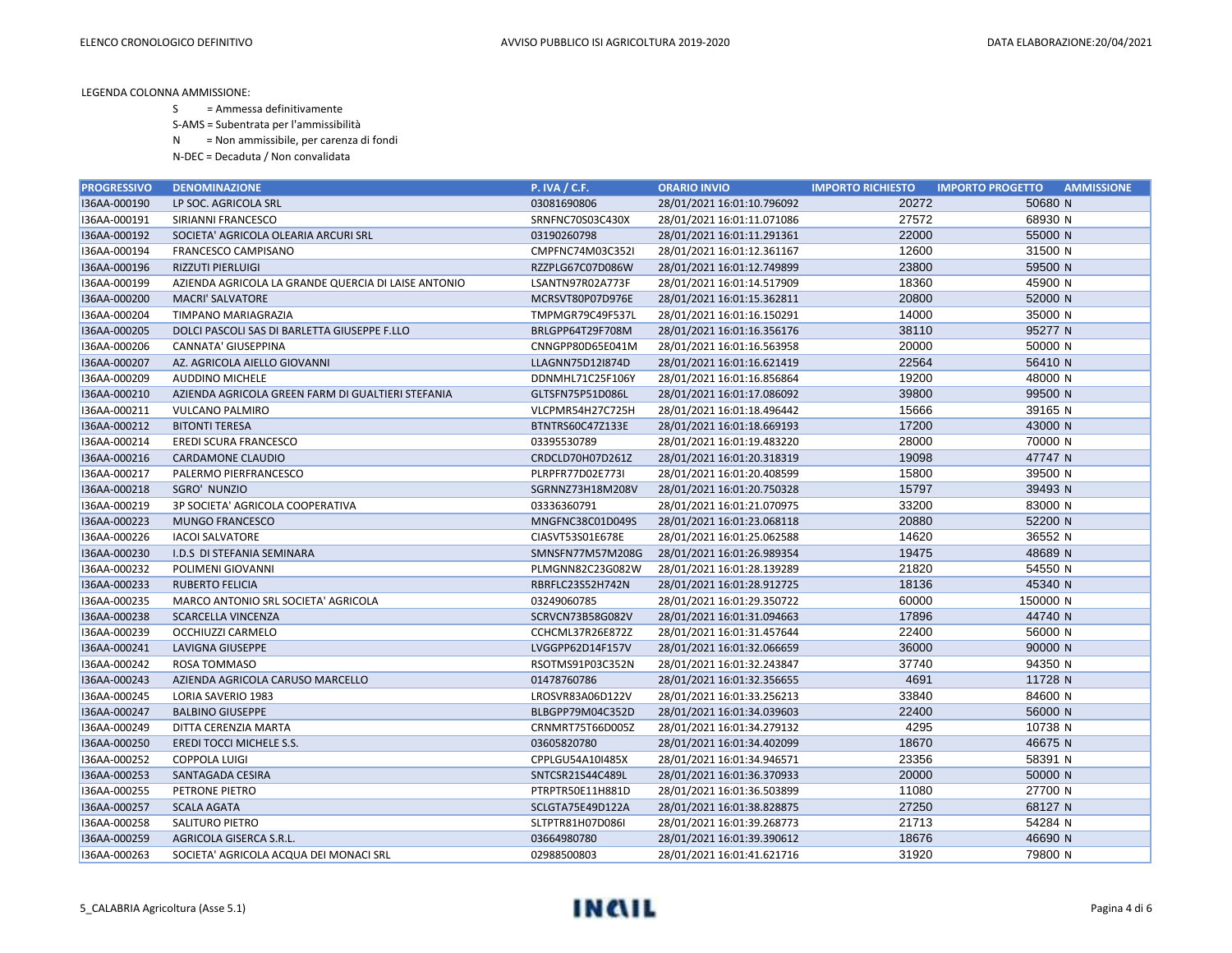LEGENDA COLONNA AMMISSIONE:

S = Ammessa definitivamente

S-AMS = Subentrata per l'ammissibilità

N = Non ammissibile, per carenza di fondi

N-DEC = Decaduta / Non convalidata

| PROGRESSIVO | DENOMINAZIONE | P. IVA / C.F. | ORARIO INVIO | IMPORTO RICHIESTO | IMPORTO PROGETTO | AMMISSIONE |
|---|---|---|---|---|---|---|
| I36AA-000190 | LP SOC. AGRICOLA SRL | 03081690806 | 28/01/2021 16:01:10.796092 | 20272 | 50680 | N |
| I36AA-000191 | SIRIANNI FRANCESCO | SRNFNC70S03C430X | 28/01/2021 16:01:11.071086 | 27572 | 68930 | N |
| I36AA-000192 | SOCIETA' AGRICOLA OLEARIA ARCURI SRL | 03190260798 | 28/01/2021 16:01:11.291361 | 22000 | 55000 | N |
| I36AA-000194 | FRANCESCO CAMPISANO | CMPFNC74M03C352I | 28/01/2021 16:01:12.361167 | 12600 | 31500 | N |
| I36AA-000196 | RIZZUTI PIERLUIGI | RZZPLG67C07D086W | 28/01/2021 16:01:12.749899 | 23800 | 59500 | N |
| I36AA-000199 | AZIENDA AGRICOLA LA GRANDE QUERCIA DI LAISE ANTONIO | LSANTN97R02A773F | 28/01/2021 16:01:14.517909 | 18360 | 45900 | N |
| I36AA-000200 | MACRI' SALVATORE | MCRSVT80P07D976E | 28/01/2021 16:01:15.362811 | 20800 | 52000 | N |
| I36AA-000204 | TIMPANO MARIAGRAZIA | TMPMGR79C49F537L | 28/01/2021 16:01:16.150291 | 14000 | 35000 | N |
| I36AA-000205 | DOLCI PASCOLI SAS DI BARLETTA GIUSEPPE F.LLO | BRLGPP64T29F708M | 28/01/2021 16:01:16.356176 | 38110 | 95277 | N |
| I36AA-000206 | CANNATA' GIUSEPPINA | CNNGPP80D65E041M | 28/01/2021 16:01:16.563958 | 20000 | 50000 | N |
| I36AA-000207 | AZ. AGRICOLA AIELLO GIOVANNI | LLAGNN75D12I874D | 28/01/2021 16:01:16.621419 | 22564 | 56410 | N |
| I36AA-000209 | AUDDINO MICHELE | DDNMHL71C25F106Y | 28/01/2021 16:01:16.856864 | 19200 | 48000 | N |
| I36AA-000210 | AZIENDA AGRICOLA GREEN FARM DI GUALTIERI STEFANIA | GLTSFN75P51D086L | 28/01/2021 16:01:17.086092 | 39800 | 99500 | N |
| I36AA-000211 | VULCANO PALMIRO | VLCPMR54H27C725H | 28/01/2021 16:01:18.496442 | 15666 | 39165 | N |
| I36AA-000212 | BITONTI TERESA | BTNTRS60C47Z133E | 28/01/2021 16:01:18.669193 | 17200 | 43000 | N |
| I36AA-000214 | EREDI SCURA FRANCESCO | 03395530789 | 28/01/2021 16:01:19.483220 | 28000 | 70000 | N |
| I36AA-000216 | CARDAMONE CLAUDIO | CRDCLD70H07D261Z | 28/01/2021 16:01:20.318319 | 19098 | 47747 | N |
| I36AA-000217 | PALERMO PIERFRANCESCO | PLRPFR77D02E773I | 28/01/2021 16:01:20.408599 | 15800 | 39500 | N |
| I36AA-000218 | SGRO' NUNZIO | SGRNNZ73H18M208V | 28/01/2021 16:01:20.750328 | 15797 | 39493 | N |
| I36AA-000219 | 3P SOCIETA' AGRICOLA COOPERATIVA | 03336360791 | 28/01/2021 16:01:21.070975 | 33200 | 83000 | N |
| I36AA-000223 | MUNGO FRANCESCO | MNGFNC38C01D049S | 28/01/2021 16:01:23.068118 | 20880 | 52200 | N |
| I36AA-000226 | IACOI SALVATORE | CIASVT53S01E678E | 28/01/2021 16:01:25.062588 | 14620 | 36552 | N |
| I36AA-000230 | I.D.S DI STEFANIA SEMINARA | SMNSFN77M57M208G | 28/01/2021 16:01:26.989354 | 19475 | 48689 | N |
| I36AA-000232 | POLIMENI GIOVANNI | PLMGNN82C23G082W | 28/01/2021 16:01:28.139289 | 21820 | 54550 | N |
| I36AA-000233 | RUBERTO FELICIA | RBRFLC23S52H742N | 28/01/2021 16:01:28.912725 | 18136 | 45340 | N |
| I36AA-000235 | MARCO ANTONIO SRL SOCIETA' AGRICOLA | 03249060785 | 28/01/2021 16:01:29.350722 | 60000 | 150000 | N |
| I36AA-000238 | SCARCELLA VINCENZA | SCRVCN73B58G082V | 28/01/2021 16:01:31.094663 | 17896 | 44740 | N |
| I36AA-000239 | OCCHIUZZI CARMELO | CCHCML37R26E872Z | 28/01/2021 16:01:31.457644 | 22400 | 56000 | N |
| I36AA-000241 | LAVIGNA GIUSEPPE | LVGGPP62D14F157V | 28/01/2021 16:01:32.066659 | 36000 | 90000 | N |
| I36AA-000242 | ROSA TOMMASO | RSOTMS91P03C352N | 28/01/2021 16:01:32.243847 | 37740 | 94350 | N |
| I36AA-000243 | AZIENDA AGRICOLA CARUSO MARCELLO | 01478760786 | 28/01/2021 16:01:32.356655 | 4691 | 11728 | N |
| I36AA-000245 | LORIA SAVERIO 1983 | LROSVR83A06D122V | 28/01/2021 16:01:33.256213 | 33840 | 84600 | N |
| I36AA-000247 | BALBINO GIUSEPPE | BLBGPP79M04C352D | 28/01/2021 16:01:34.039603 | 22400 | 56000 | N |
| I36AA-000249 | DITTA CERENZIA MARTA | CRNMRT75T66D005Z | 28/01/2021 16:01:34.279132 | 4295 | 10738 | N |
| I36AA-000250 | EREDI TOCCI MICHELE S.S. | 03605820780 | 28/01/2021 16:01:34.402099 | 18670 | 46675 | N |
| I36AA-000252 | COPPOLA LUIGI | CPPLGU54A10I485X | 28/01/2021 16:01:34.946571 | 23356 | 58391 | N |
| I36AA-000253 | SANTAGADA CESIRA | SNTCSR21S44C489L | 28/01/2021 16:01:36.370933 | 20000 | 50000 | N |
| I36AA-000255 | PETRONE PIETRO | PTRPTR50E11H881D | 28/01/2021 16:01:36.503899 | 11080 | 27700 | N |
| I36AA-000257 | SCALA AGATA | SCLGTA75E49D122A | 28/01/2021 16:01:38.828875 | 27250 | 68127 | N |
| I36AA-000258 | SALITURO PIETRO | SLTPTR81H07D086I | 28/01/2021 16:01:39.268773 | 21713 | 54284 | N |
| I36AA-000259 | AGRICOLA GISERCA S.R.L. | 03664980780 | 28/01/2021 16:01:39.390612 | 18676 | 46690 | N |
| I36AA-000263 | SOCIETA' AGRICOLA ACQUA DEI MONACI SRL | 02988500803 | 28/01/2021 16:01:41.621716 | 31920 | 79800 | N |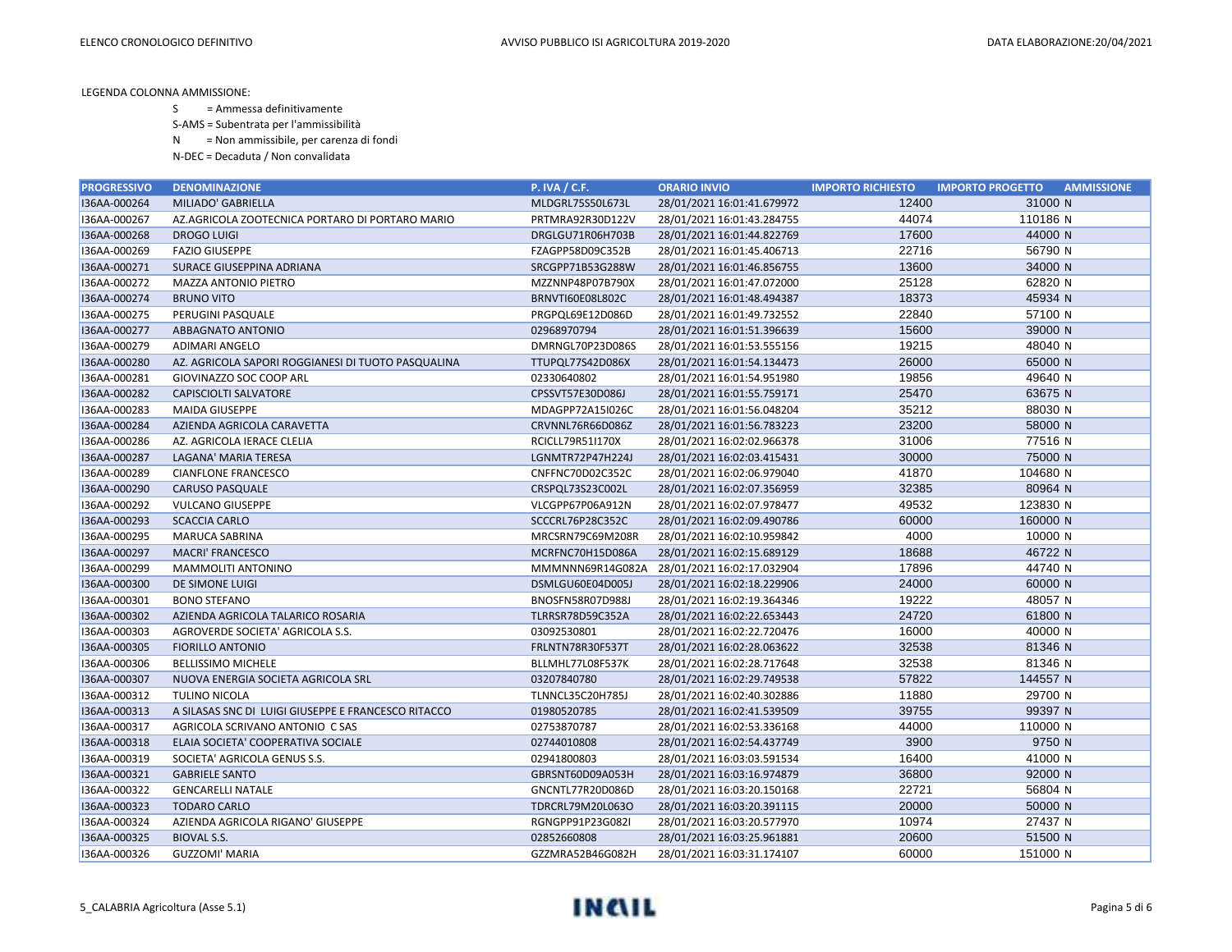LEGENDA COLONNA AMMISSIONE:

S = Ammessa definitivamente

S-AMS = Subentrata per l'ammissibilità

N = Non ammissibile, per carenza di fondi

N-DEC = Decaduta / Non convalidata

| PROGRESSIVO | DENOMINAZIONE | P. IVA / C.F. | ORARIO INVIO | IMPORTO RICHIESTO | IMPORTO PROGETTO | AMMISSIONE |
|---|---|---|---|---|---|---|
| I36AA-000264 | MILIADO' GABRIELLA | MLDGRL75S50L673L | 28/01/2021 16:01:41.679972 | 12400 | 31000 | N |
| I36AA-000267 | AZ.AGRICOLA ZOOTECNICA PORTARO DI PORTARO MARIO | PRTMRA92R30D122V | 28/01/2021 16:01:43.284755 | 44074 | 110186 | N |
| I36AA-000268 | DROGO LUIGI | DRGLGU71R06H703B | 28/01/2021 16:01:44.822769 | 17600 | 44000 | N |
| I36AA-000269 | FAZIO GIUSEPPE | FZAGPP58D09C352B | 28/01/2021 16:01:45.406713 | 22716 | 56790 | N |
| I36AA-000271 | SURACE GIUSEPPINA ADRIANA | SRCGPP71B53G288W | 28/01/2021 16:01:46.856755 | 13600 | 34000 | N |
| I36AA-000272 | MAZZA ANTONIO PIETRO | MZZNNP48P07B790X | 28/01/2021 16:01:47.072000 | 25128 | 62820 | N |
| I36AA-000274 | BRUNO VITO | BRNVTI60E08L802C | 28/01/2021 16:01:48.494387 | 18373 | 45934 | N |
| I36AA-000275 | PERUGINI PASQUALE | PRGPQL69E12D086D | 28/01/2021 16:01:49.732552 | 22840 | 57100 | N |
| I36AA-000277 | ABBAGNATO ANTONIO | 02968970794 | 28/01/2021 16:01:51.396639 | 15600 | 39000 | N |
| I36AA-000279 | ADIMARI ANGELO | DMRNGL70P23D086S | 28/01/2021 16:01:53.555156 | 19215 | 48040 | N |
| I36AA-000280 | AZ. AGRICOLA SAPORI ROGGIANESI DI TUOTO PASQUALINA | TTUPQL77S42D086X | 28/01/2021 16:01:54.134473 | 26000 | 65000 | N |
| I36AA-000281 | GIOVINAZZO SOC COOP ARL | 02330640802 | 28/01/2021 16:01:54.951980 | 19856 | 49640 | N |
| I36AA-000282 | CAPISCIOLTI SALVATORE | CPSSVT57E30D086J | 28/01/2021 16:01:55.759171 | 25470 | 63675 | N |
| I36AA-000283 | MAIDA GIUSEPPE | MDAGPP72A15I026C | 28/01/2021 16:01:56.048204 | 35212 | 88030 | N |
| I36AA-000284 | AZIENDA AGRICOLA CARAVETTA | CRVNNL76R66D086Z | 28/01/2021 16:01:56.783223 | 23200 | 58000 | N |
| I36AA-000286 | AZ. AGRICOLA IERACE CLELIA | RCICLL79R51I170X | 28/01/2021 16:02:02.966378 | 31006 | 77516 | N |
| I36AA-000287 | LAGANA' MARIA TERESA | LGNMTR72P47H224J | 28/01/2021 16:02:03.415431 | 30000 | 75000 | N |
| I36AA-000289 | CIANFLONE FRANCESCO | CNFFNC70D02C352C | 28/01/2021 16:02:06.979040 | 41870 | 104680 | N |
| I36AA-000290 | CARUSO PASQUALE | CRSPQL73S23C002L | 28/01/2021 16:02:07.356959 | 32385 | 80964 | N |
| I36AA-000292 | VULCANO GIUSEPPE | VLCGPP67P06A912N | 28/01/2021 16:02:07.978477 | 49532 | 123830 | N |
| I36AA-000293 | SCACCIA CARLO | SCCCRL76P28C352C | 28/01/2021 16:02:09.490786 | 60000 | 160000 | N |
| I36AA-000295 | MARUCA SABRINA | MRCSRN79C69M208R | 28/01/2021 16:02:10.959842 | 4000 | 10000 | N |
| I36AA-000297 | MACRI' FRANCESCO | MCRFNC70H15D086A | 28/01/2021 16:02:15.689129 | 18688 | 46722 | N |
| I36AA-000299 | MAMMOLITI ANTONINO | MMMNNN69R14G082A | 28/01/2021 16:02:17.032904 | 17896 | 44740 | N |
| I36AA-000300 | DE SIMONE LUIGI | DSMLGU60E04D005J | 28/01/2021 16:02:18.229906 | 24000 | 60000 | N |
| I36AA-000301 | BONO STEFANO | BNOSFN58R07D988J | 28/01/2021 16:02:19.364346 | 19222 | 48057 | N |
| I36AA-000302 | AZIENDA AGRICOLA TALARICO ROSARIA | TLRRSR78D59C352A | 28/01/2021 16:02:22.653443 | 24720 | 61800 | N |
| I36AA-000303 | AGROVERDE SOCIETA' AGRICOLA S.S. | 03092530801 | 28/01/2021 16:02:22.720476 | 16000 | 40000 | N |
| I36AA-000305 | FIORILLO ANTONIO | FRLNTN78R30F537T | 28/01/2021 16:02:28.063622 | 32538 | 81346 | N |
| I36AA-000306 | BELLISSIMO MICHELE | BLLMHL77L08F537K | 28/01/2021 16:02:28.717648 | 32538 | 81346 | N |
| I36AA-000307 | NUOVA ENERGIA SOCIETA AGRICOLA SRL | 03207840780 | 28/01/2021 16:02:29.749538 | 57822 | 144557 | N |
| I36AA-000312 | TULINO NICOLA | TLNNCL35C20H785J | 28/01/2021 16:02:40.302886 | 11880 | 29700 | N |
| I36AA-000313 | A SILASAS SNC DI LUIGI GIUSEPPE E FRANCESCO RITACCO | 01980520785 | 28/01/2021 16:02:41.539509 | 39755 | 99397 | N |
| I36AA-000317 | AGRICOLA SCRIVANO ANTONIO C SAS | 02753870787 | 28/01/2021 16:02:53.336168 | 44000 | 110000 | N |
| I36AA-000318 | ELAIA SOCIETA' COOPERATIVA SOCIALE | 02744010808 | 28/01/2021 16:02:54.437749 | 3900 | 9750 | N |
| I36AA-000319 | SOCIETA' AGRICOLA GENUS S.S. | 02941800803 | 28/01/2021 16:03:03.591534 | 16400 | 41000 | N |
| I36AA-000321 | GABRIELE SANTO | GBRSNT60D09A053H | 28/01/2021 16:03:16.974879 | 36800 | 92000 | N |
| I36AA-000322 | GENCARELLI NATALE | GNCNTL77R20D086D | 28/01/2021 16:03:20.150168 | 22721 | 56804 | N |
| I36AA-000323 | TODARO CARLO | TDRCRL79M20L063O | 28/01/2021 16:03:20.391115 | 20000 | 50000 | N |
| I36AA-000324 | AZIENDA AGRICOLA RIGANO' GIUSEPPE | RGNGPP91P23G082I | 28/01/2021 16:03:20.577970 | 10974 | 27437 | N |
| I36AA-000325 | BIOVAL S.S. | 02852660808 | 28/01/2021 16:03:25.961881 | 20600 | 51500 | N |
| I36AA-000326 | GUZZOMI' MARIA | GZZMRA52B46G082H | 28/01/2021 16:03:31.174107 | 60000 | 151000 | N |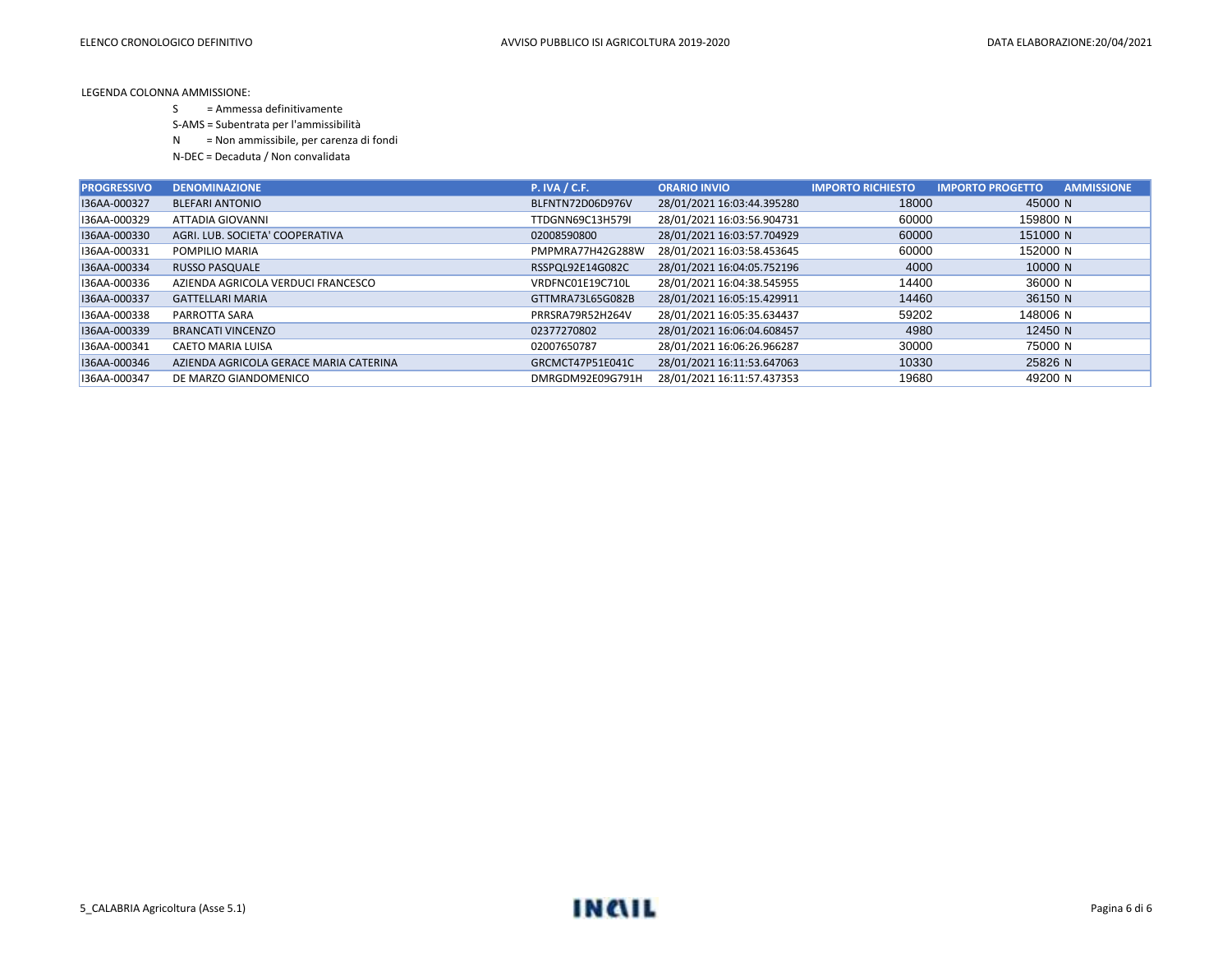LEGENDA COLONNA AMMISSIONE:

S = Ammessa definitivamente
S-AMS = Subentrata per l'ammissibilità
N = Non ammissibile, per carenza di fondi
N-DEC = Decaduta / Non convalidata

| PROGRESSIVO | DENOMINAZIONE | P. IVA / C.F. | ORARIO INVIO | IMPORTO RICHIESTO | IMPORTO PROGETTO | AMMISSIONE |
|---|---|---|---|---|---|---|
| I36AA-000327 | BLEFARI ANTONIO | BLFNTN72D06D976V | 28/01/2021 16:03:44.395280 | 18000 | 45000 | N |
| I36AA-000329 | ATTADIA GIOVANNI | TTDGNN69C13H579I | 28/01/2021 16:03:56.904731 | 60000 | 159800 | N |
| I36AA-000330 | AGRI. LUB. SOCIETA' COOPERATIVA | 02008590800 | 28/01/2021 16:03:57.704929 | 60000 | 151000 | N |
| I36AA-000331 | POMPILIO MARIA | PMPMRA77H42G288W | 28/01/2021 16:03:58.453645 | 60000 | 152000 | N |
| I36AA-000334 | RUSSO PASQUALE | RSSPQL92E14G082C | 28/01/2021 16:04:05.752196 | 4000 | 10000 | N |
| I36AA-000336 | AZIENDA AGRICOLA VERDUCI FRANCESCO | VRDFNC01E19C710L | 28/01/2021 16:04:38.545955 | 14400 | 36000 | N |
| I36AA-000337 | GATTELLARI MARIA | GTTMRA73L65G082B | 28/01/2021 16:05:15.429911 | 14460 | 36150 | N |
| I36AA-000338 | PARROTTA SARA | PRRSRA79R52H264V | 28/01/2021 16:05:35.634437 | 59202 | 148006 | N |
| I36AA-000339 | BRANCATI VINCENZO | 02377270802 | 28/01/2021 16:06:04.608457 | 4980 | 12450 | N |
| I36AA-000341 | CAETO MARIA LUISA | 02007650787 | 28/01/2021 16:06:26.966287 | 30000 | 75000 | N |
| I36AA-000346 | AZIENDA AGRICOLA GERACE MARIA CATERINA | GRCMCT47P51E041C | 28/01/2021 16:11:53.647063 | 10330 | 25826 | N |
| I36AA-000347 | DE MARZO GIANDOMENICO | DMRGDM92E09G791H | 28/01/2021 16:11:57.437353 | 19680 | 49200 | N |